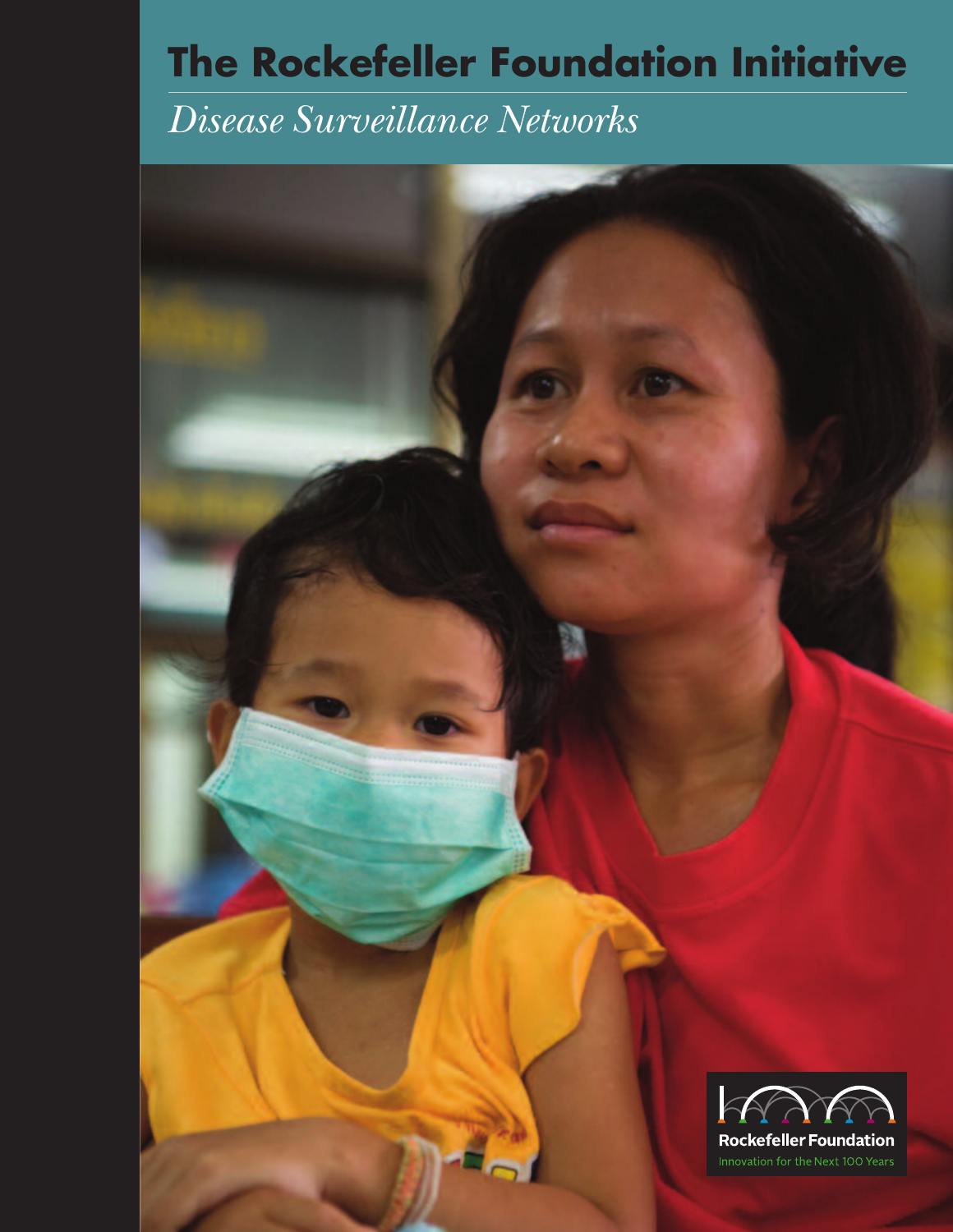# The Rockefeller Foundation Initiative

## *Disease Surveillance Networks*

Rockefeller Foundation

Innovation for the Next 100 Years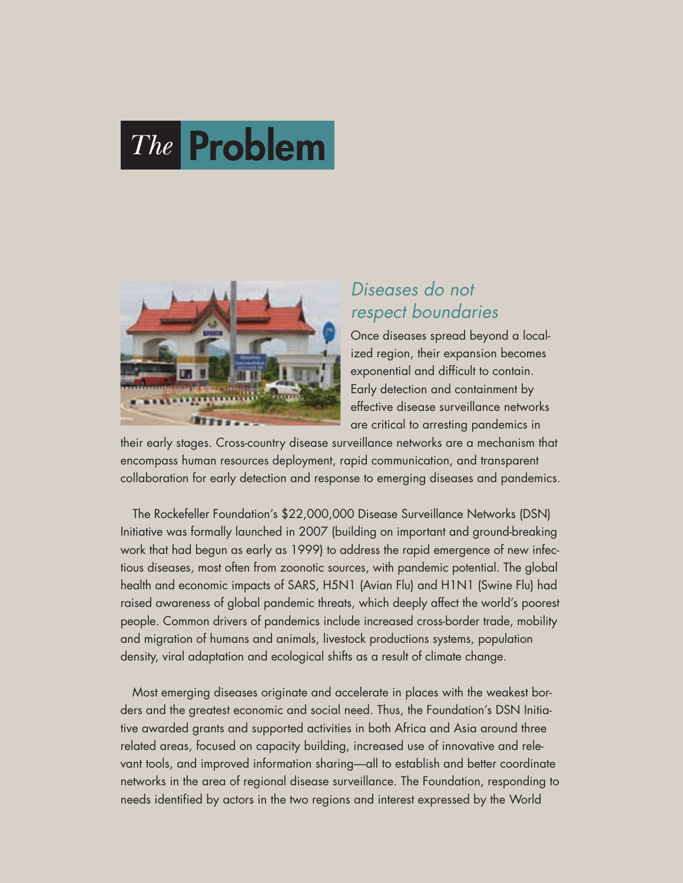# *The* Problem

## *Diseases do not respect boundaries*

Once diseases spread beyond a localized region, their expansion becomes exponential and difficult to contain. Early detection and containment by effective disease surveillance networks are critical to arresting pandemics in their early stages. Cross-country disease surveillance networks are a mechanism that encompass human resources deployment, rapid communication, and transparent collaboration for early detection and response to emerging diseases and pandemics.

The Rockefeller Foundation's $22,000,000 Disease Surveillance Networks (DSN) Initiative was formally launched in 2007 (building on important and ground-breaking work that had begun as early as 1999) to address the rapid emergence of new infectious diseases, most often from zoonotic sources, with pandemic potential. The global health and economic impacts of SARS, H5N1 (Avian Flu) and H1N1 (Swine Flu) had raised awareness of global pandemic threats, which deeply affect the world's poorest people. Common drivers of pandemics include increased cross-border trade, mobility and migration of humans and animals, livestock productions systems, population density, viral adaptation and ecological shifts as a result of climate change.

Most emerging diseases originate and accelerate in places with the weakest borders and the greatest economic and social need. Thus, the Foundation's DSN Initiative awarded grants and supported activities in both Africa and Asia around three related areas, focused on capacity building, increased use of innovative and relevant tools, and improved information sharing—all to establish and better coordinate networks in the area of regional disease surveillance. The Foundation, responding to needs identified by actors in the two regions and interest expressed by the World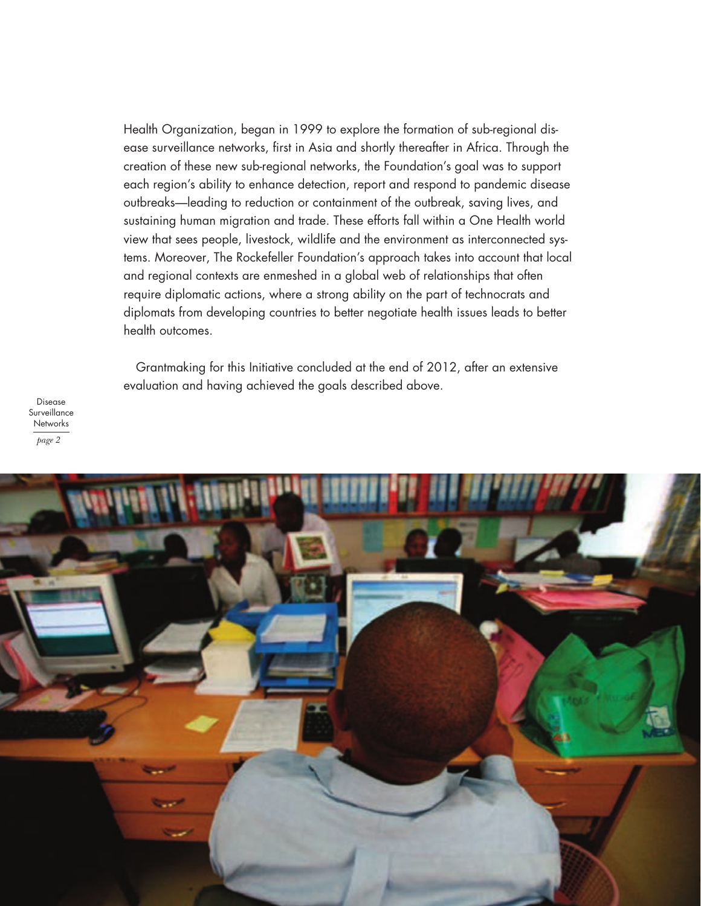Health Organization, began in 1999 to explore the formation of sub-regional disease surveillance networks, first in Asia and shortly thereafter in Africa. Through the creation of these new sub-regional networks, the Foundation's goal was to support each region's ability to enhance detection, report and respond to pandemic disease outbreaks—leading to reduction or containment of the outbreak, saving lives, and sustaining human migration and trade. These efforts fall within a One Health world view that sees people, livestock, wildlife and the environment as interconnected systems. Moreover, The Rockefeller Foundation's approach takes into account that local and regional contexts are enmeshed in a global web of relationships that often require diplomatic actions, where a strong ability on the part of technocrats and diplomats from developing countries to better negotiate health issues leads to better health outcomes.

Grantmaking for this Initiative concluded at the end of 2012, after an extensive evaluation and having achieved the goals described above.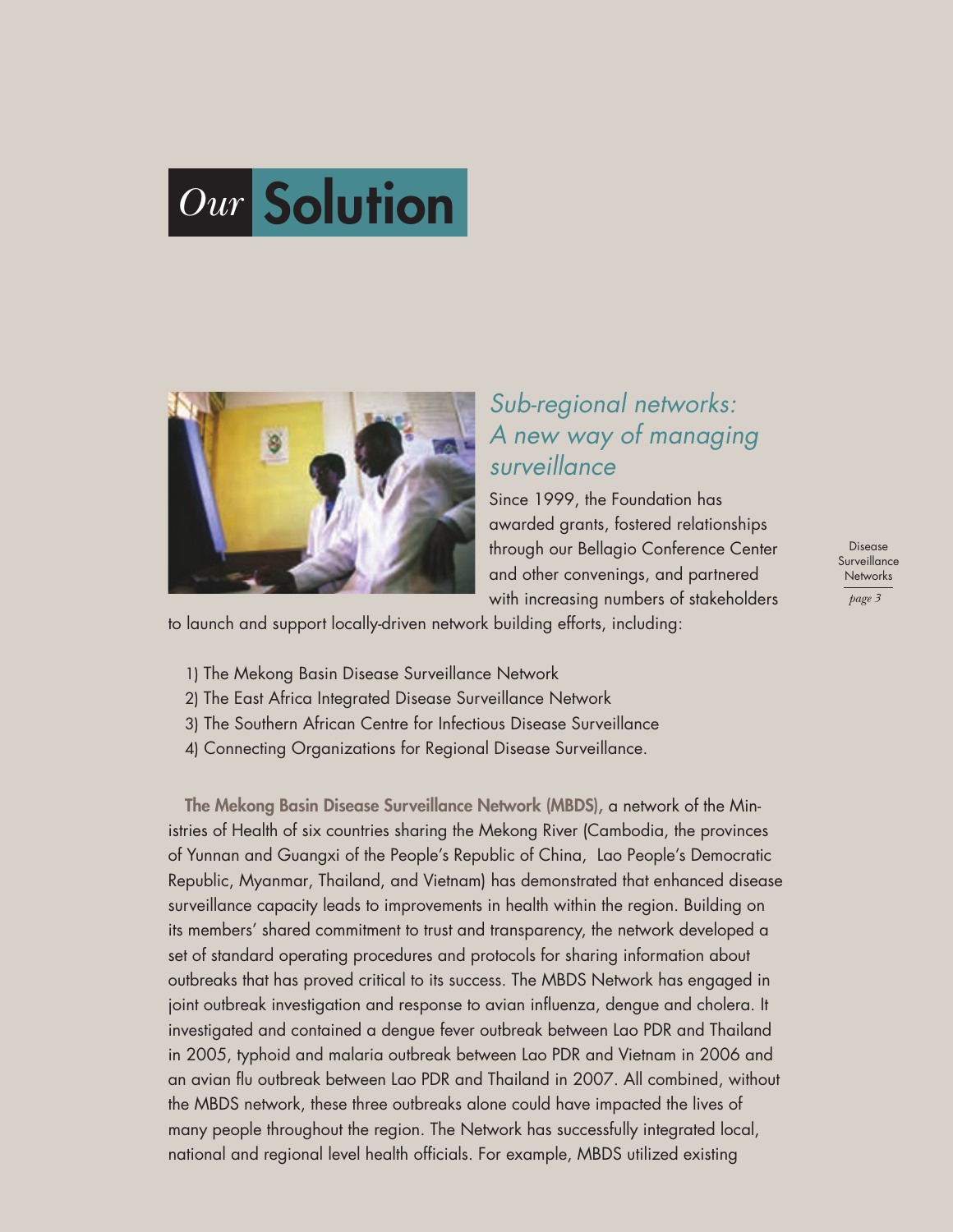# *Our* Solution

## *Sub-regional networks: A new way of managing surveillance*

Since 1999, the Foundation has awarded grants, fostered relationships through our Bellagio Conference Center and other convenings, and partnered with increasing numbers of stakeholders to launch and support locally-driven network building efforts, including:

1) The Mekong Basin Disease Surveillance Network
2) The East Africa Integrated Disease Surveillance Network
3) The Southern African Centre for Infectious Disease Surveillance
4) Connecting Organizations for Regional Disease Surveillance.

**The Mekong Basin Disease Surveillance Network (MBDS),** a network of the Ministries of Health of six countries sharing the Mekong River (Cambodia, the provinces of Yunnan and Guangxi of the People's Republic of China, Lao People's Democratic Republic, Myanmar, Thailand, and Vietnam) has demonstrated that enhanced disease surveillance capacity leads to improvements in health within the region. Building on its members' shared commitment to trust and transparency, the network developed a set of standard operating procedures and protocols for sharing information about outbreaks that has proved critical to its success. The MBDS Network has engaged in joint outbreak investigation and response to avian influenza, dengue and cholera. It investigated and contained a dengue fever outbreak between Lao PDR and Thailand in 2005, typhoid and malaria outbreak between Lao PDR and Vietnam in 2006 and an avian flu outbreak between Lao PDR and Thailand in 2007. All combined, without the MBDS network, these three outbreaks alone could have impacted the lives of many people throughout the region. The Network has successfully integrated local, national and regional level health officials. For example, MBDS utilized existing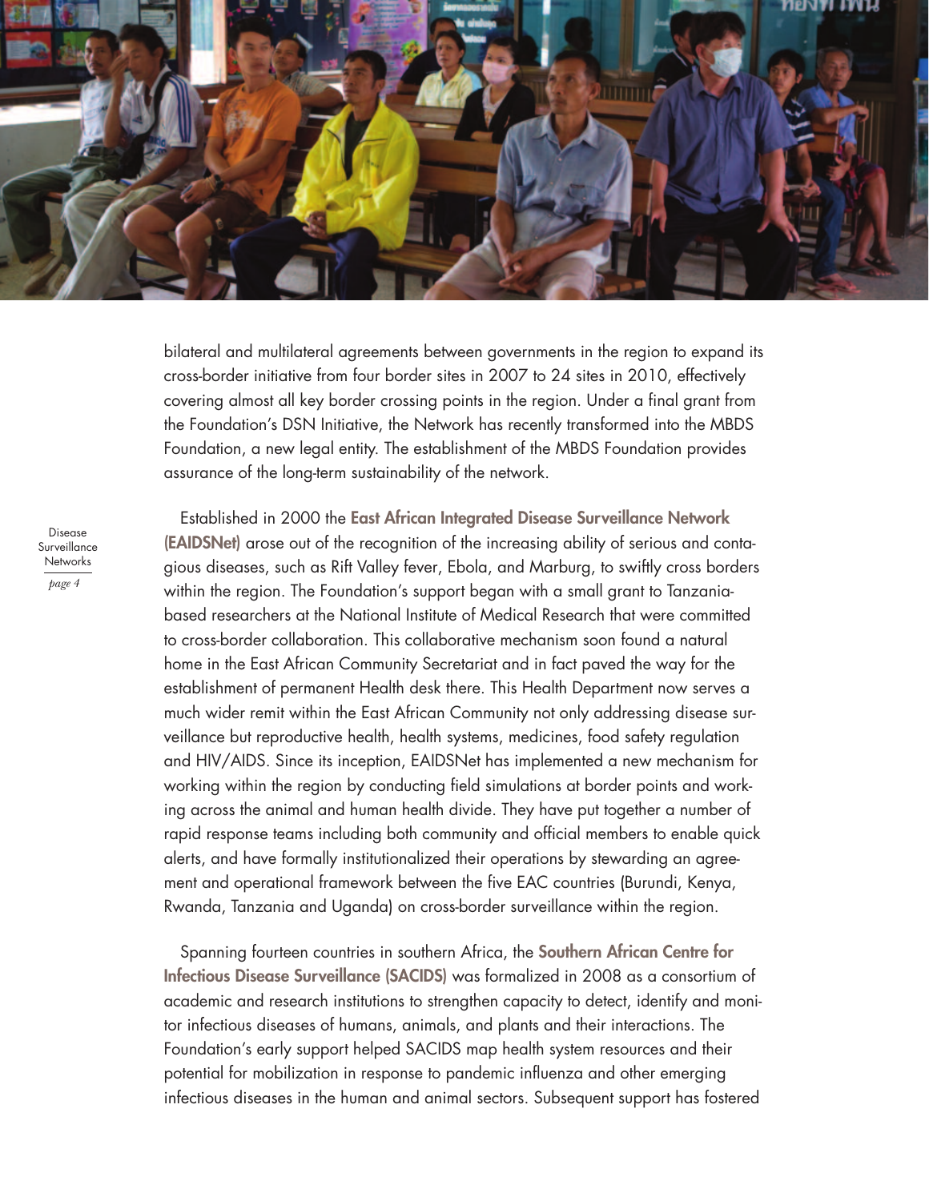bilateral and multilateral agreements between governments in the region to expand its cross-border initiative from four border sites in 2007 to 24 sites in 2010, effectively covering almost all key border crossing points in the region. Under a final grant from the Foundation's DSN Initiative, the Network has recently transformed into the MBDS Foundation, a new legal entity. The establishment of the MBDS Foundation provides assurance of the long-term sustainability of the network.

Established in 2000 the **East African Integrated Disease Surveillance Network (EAIDSNet)** arose out of the recognition of the increasing ability of serious and contagious diseases, such as Rift Valley fever, Ebola, and Marburg, to swiftly cross borders within the region. The Foundation's support began with a small grant to Tanzania-based researchers at the National Institute of Medical Research that were committed to cross-border collaboration. This collaborative mechanism soon found a natural home in the East African Community Secretariat and in fact paved the way for the establishment of permanent Health desk there. This Health Department now serves a much wider remit within the East African Community not only addressing disease surveillance but reproductive health, health systems, medicines, food safety regulation and HIV/AIDS. Since its inception, EAIDSNet has implemented a new mechanism for working within the region by conducting field simulations at border points and working across the animal and human health divide. They have put together a number of rapid response teams including both community and official members to enable quick alerts, and have formally institutionalized their operations by stewarding an agreement and operational framework between the five EAC countries (Burundi, Kenya, Rwanda, Tanzania and Uganda) on cross-border surveillance within the region.

Spanning fourteen countries in southern Africa, the **Southern African Centre for Infectious Disease Surveillance (SACIDS)** was formalized in 2008 as a consortium of academic and research institutions to strengthen capacity to detect, identify and monitor infectious diseases of humans, animals, and plants and their interactions. The Foundation's early support helped SACIDS map health system resources and their potential for mobilization in response to pandemic influenza and other emerging infectious diseases in the human and animal sectors. Subsequent support has fostered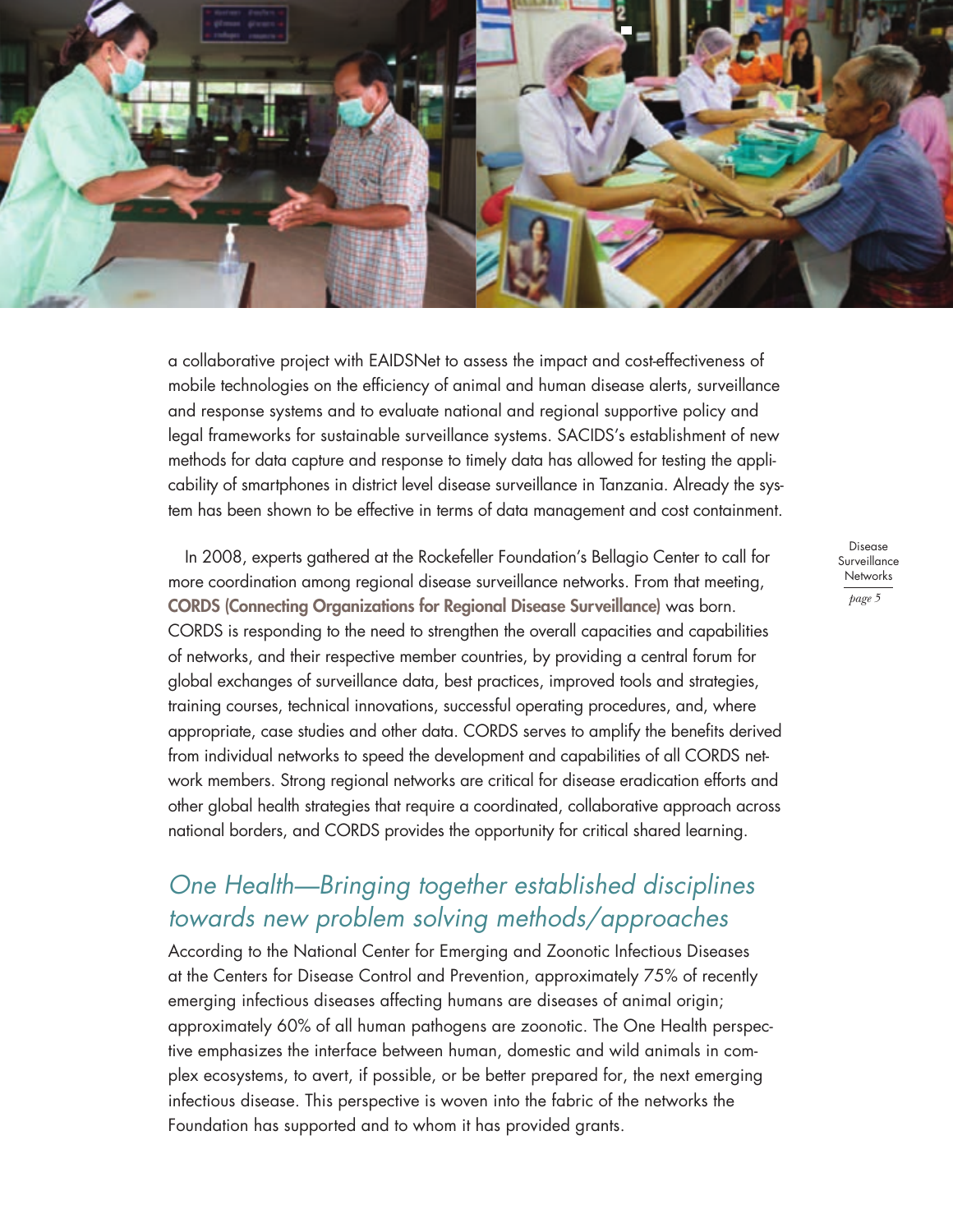a collaborative project with EAIDSNet to assess the impact and cost-effectiveness of mobile technologies on the efficiency of animal and human disease alerts, surveillance and response systems and to evaluate national and regional supportive policy and legal frameworks for sustainable surveillance systems. SACIDS's establishment of new methods for data capture and response to timely data has allowed for testing the applicability of smartphones in district level disease surveillance in Tanzania. Already the system has been shown to be effective in terms of data management and cost containment.

In 2008, experts gathered at the Rockefeller Foundation's Bellagio Center to call for more coordination among regional disease surveillance networks. From that meeting, **CORDS (Connecting Organizations for Regional Disease Surveillance)** was born. CORDS is responding to the need to strengthen the overall capacities and capabilities of networks, and their respective member countries, by providing a central forum for global exchanges of surveillance data, best practices, improved tools and strategies, training courses, technical innovations, successful operating procedures, and, where appropriate, case studies and other data. CORDS serves to amplify the benefits derived from individual networks to speed the development and capabilities of all CORDS network members. Strong regional networks are critical for disease eradication efforts and other global health strategies that require a coordinated, collaborative approach across national borders, and CORDS provides the opportunity for critical shared learning.

## *One Health—Bringing together established disciplines towards new problem solving methods/approaches*

According to the National Center for Emerging and Zoonotic Infectious Diseases at the Centers for Disease Control and Prevention, approximately 75% of recently emerging infectious diseases affecting humans are diseases of animal origin; approximately 60% of all human pathogens are zoonotic. The One Health perspective emphasizes the interface between human, domestic and wild animals in complex ecosystems, to avert, if possible, or be better prepared for, the next emerging infectious disease. This perspective is woven into the fabric of the networks the Foundation has supported and to whom it has provided grants.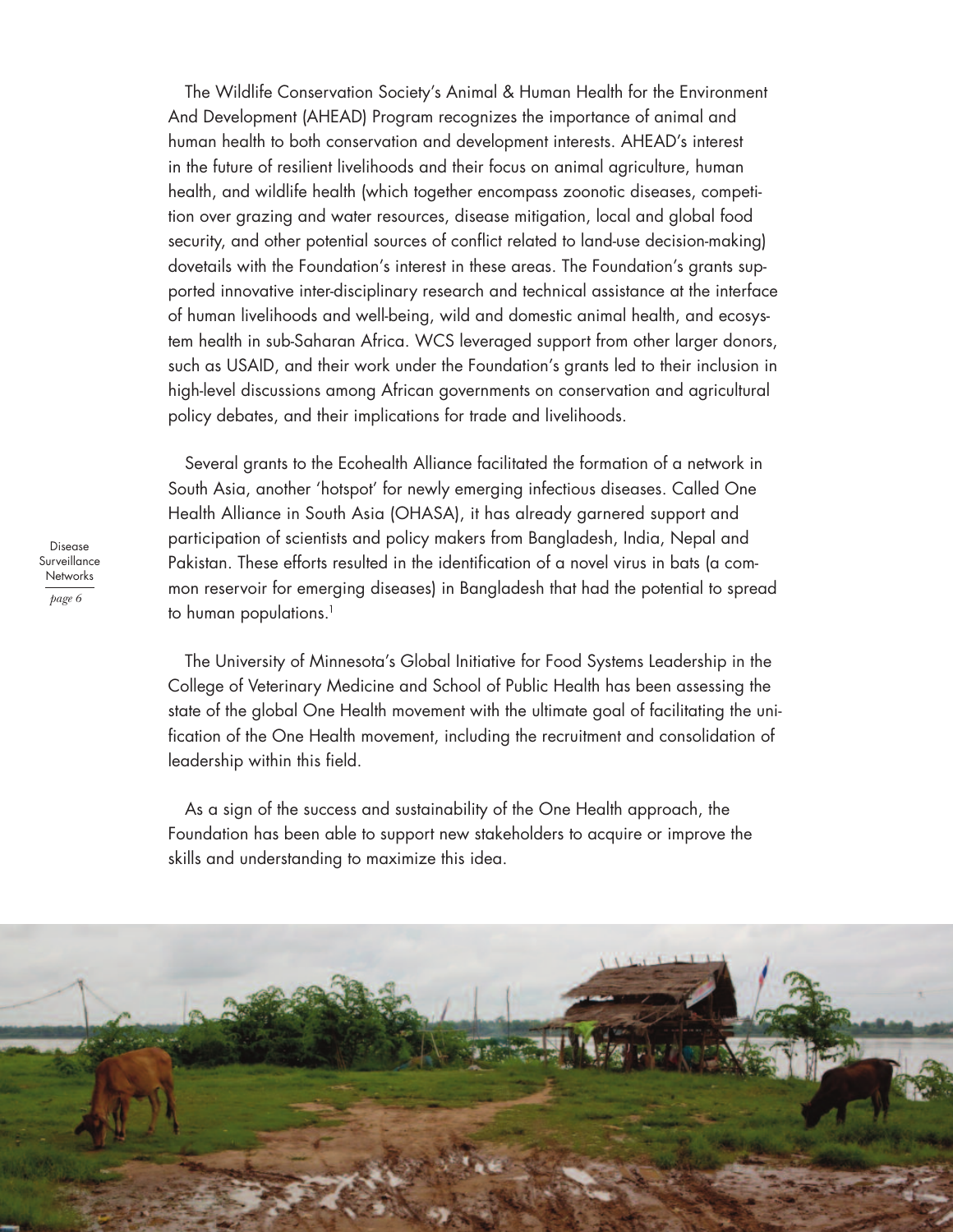The Wildlife Conservation Society's Animal & Human Health for the Environment And Development (AHEAD) Program recognizes the importance of animal and human health to both conservation and development interests. AHEAD's interest in the future of resilient livelihoods and their focus on animal agriculture, human health, and wildlife health (which together encompass zoonotic diseases, competition over grazing and water resources, disease mitigation, local and global food security, and other potential sources of conflict related to land-use decision-making) dovetails with the Foundation's interest in these areas. The Foundation's grants supported innovative inter-disciplinary research and technical assistance at the interface of human livelihoods and well-being, wild and domestic animal health, and ecosystem health in sub-Saharan Africa. WCS leveraged support from other larger donors, such as USAID, and their work under the Foundation's grants led to their inclusion in high-level discussions among African governments on conservation and agricultural policy debates, and their implications for trade and livelihoods.

Several grants to the Ecohealth Alliance facilitated the formation of a network in South Asia, another 'hotspot' for newly emerging infectious diseases. Called One Health Alliance in South Asia (OHASA), it has already garnered support and participation of scientists and policy makers from Bangladesh, India, Nepal and Pakistan. These efforts resulted in the identification of a novel virus in bats (a common reservoir for emerging diseases) in Bangladesh that had the potential to spread to human populations.[1]

Disease Surveillance Networks
*page 6*

The University of Minnesota's Global Initiative for Food Systems Leadership in the College of Veterinary Medicine and School of Public Health has been assessing the state of the global One Health movement with the ultimate goal of facilitating the unification of the One Health movement, including the recruitment and consolidation of leadership within this field.

As a sign of the success and sustainability of the One Health approach, the Foundation has been able to support new stakeholders to acquire or improve the skills and understanding to maximize this idea.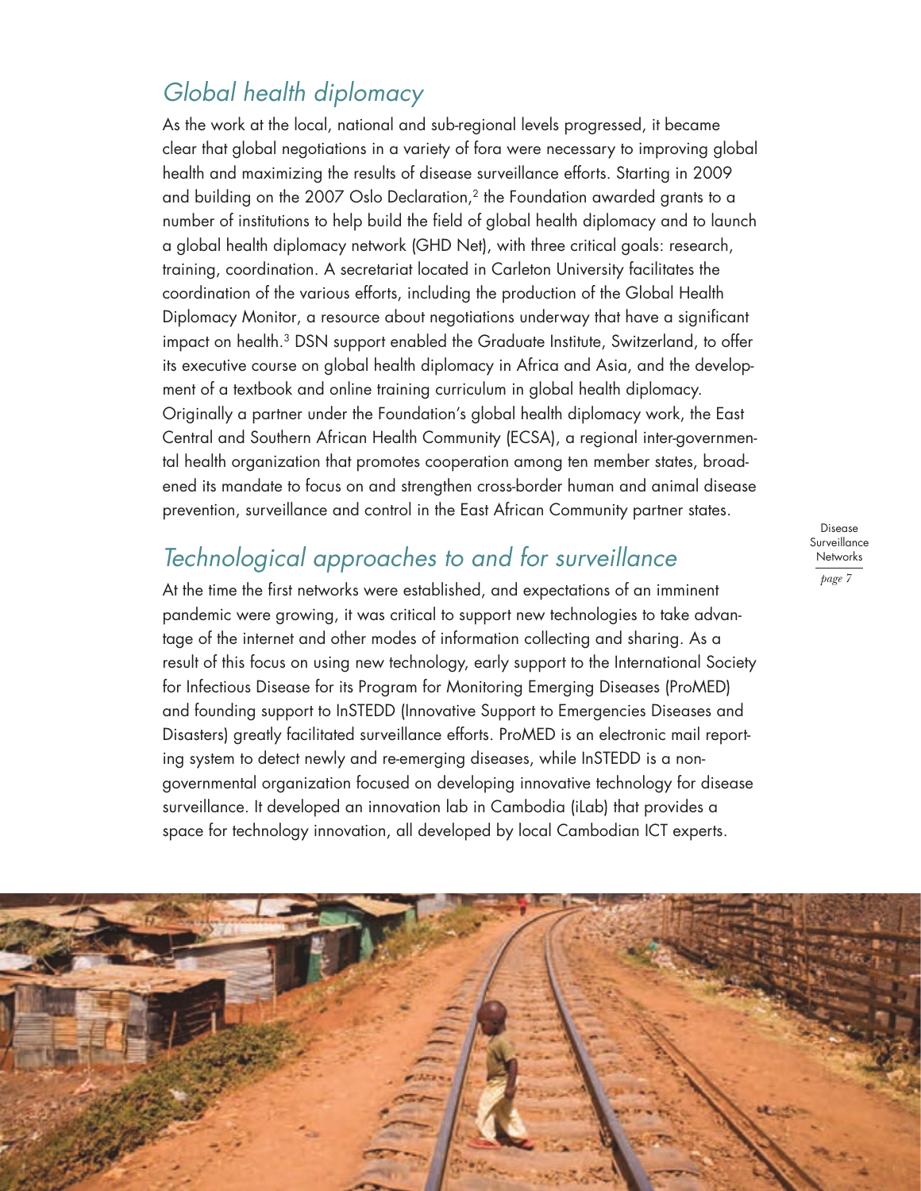## Global health diplomacy

As the work at the local, national and sub-regional levels progressed, it became clear that global negotiations in a variety of fora were necessary to improving global health and maximizing the results of disease surveillance efforts. Starting in 2009 and building on the 2007 Oslo Declaration,[2] the Foundation awarded grants to a number of institutions to help build the field of global health diplomacy and to launch a global health diplomacy network (GHD Net), with three critical goals: research, training, coordination. A secretariat located in Carleton University facilitates the coordination of the various efforts, including the production of the Global Health Diplomacy Monitor, a resource about negotiations underway that have a significant impact on health.[3] DSN support enabled the Graduate Institute, Switzerland, to offer its executive course on global health diplomacy in Africa and Asia, and the development of a textbook and online training curriculum in global health diplomacy. Originally a partner under the Foundation's global health diplomacy work, the East Central and Southern African Health Community (ECSA), a regional inter-governmental health organization that promotes cooperation among ten member states, broadened its mandate to focus on and strengthen cross-border human and animal disease prevention, surveillance and control in the East African Community partner states.

## Technological approaches to and for surveillance

At the time the first networks were established, and expectations of an imminent pandemic were growing, it was critical to support new technologies to take advantage of the internet and other modes of information collecting and sharing. As a result of this focus on using new technology, early support to the International Society for Infectious Disease for its Program for Monitoring Emerging Diseases (ProMED) and founding support to InSTEDD (Innovative Support to Emergencies Diseases and Disasters) greatly facilitated surveillance efforts. ProMED is an electronic mail reporting system to detect newly and re-emerging diseases, while InSTEDD is a non-governmental organization focused on developing innovative technology for disease surveillance. It developed an innovation lab in Cambodia (iLab) that provides a space for technology innovation, all developed by local Cambodian ICT experts.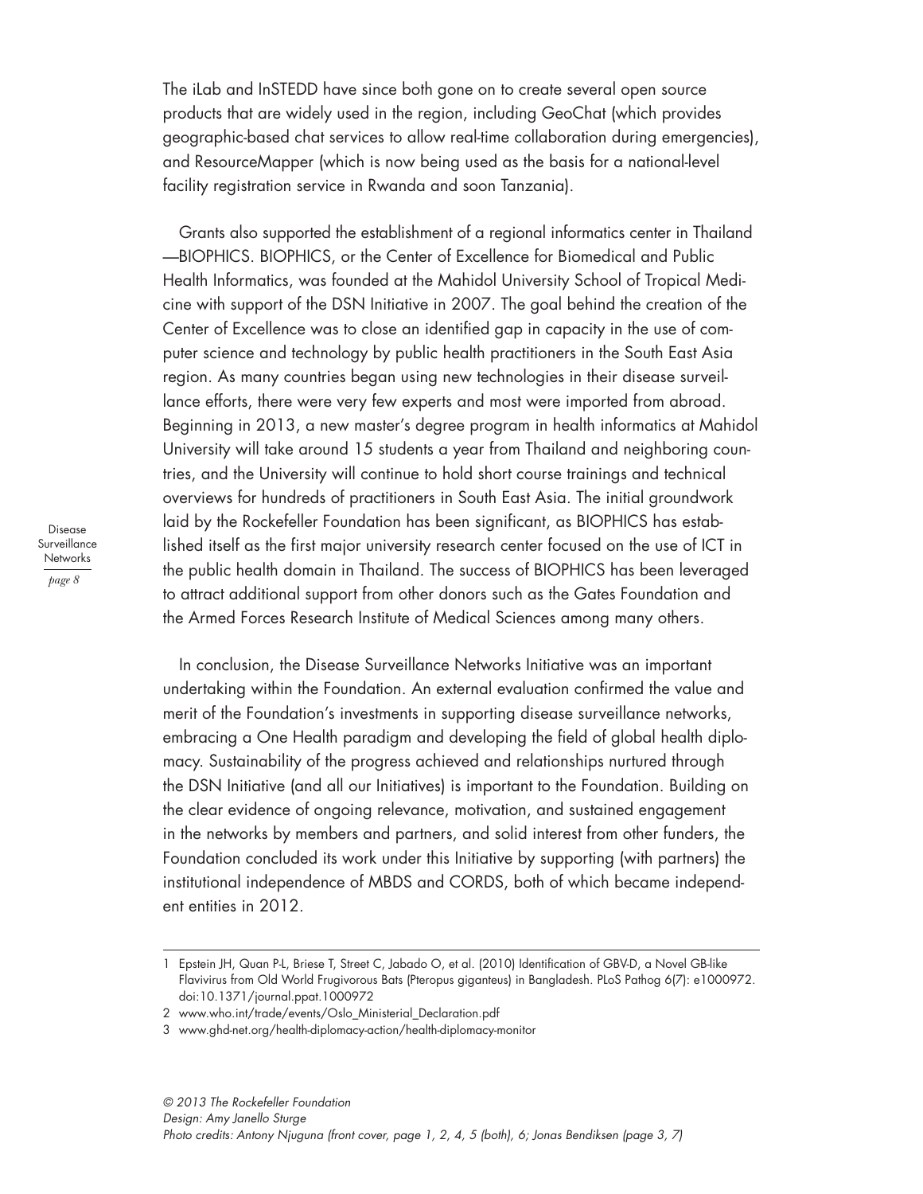The iLab and InSTEDD have since both gone on to create several open source products that are widely used in the region, including GeoChat (which provides geographic-based chat services to allow real-time collaboration during emergencies), and ResourceMapper (which is now being used as the basis for a national-level facility registration service in Rwanda and soon Tanzania).

Grants also supported the establishment of a regional informatics center in Thailand—BIOPHICS. BIOPHICS, or the Center of Excellence for Biomedical and Public Health Informatics, was founded at the Mahidol University School of Tropical Medicine with support of the DSN Initiative in 2007. The goal behind the creation of the Center of Excellence was to close an identified gap in capacity in the use of computer science and technology by public health practitioners in the South East Asia region. As many countries began using new technologies in their disease surveillance efforts, there were very few experts and most were imported from abroad. Beginning in 2013, a new master's degree program in health informatics at Mahidol University will take around 15 students a year from Thailand and neighboring countries, and the University will continue to hold short course trainings and technical overviews for hundreds of practitioners in South East Asia. The initial groundwork laid by the Rockefeller Foundation has been significant, as BIOPHICS has established itself as the first major university research center focused on the use of ICT in the public health domain in Thailand. The success of BIOPHICS has been leveraged to attract additional support from other donors such as the Gates Foundation and the Armed Forces Research Institute of Medical Sciences among many others.

In conclusion, the Disease Surveillance Networks Initiative was an important undertaking within the Foundation. An external evaluation confirmed the value and merit of the Foundation's investments in supporting disease surveillance networks, embracing a One Health paradigm and developing the field of global health diplomacy. Sustainability of the progress achieved and relationships nurtured through the DSN Initiative (and all our Initiatives) is important to the Foundation. Building on the clear evidence of ongoing relevance, motivation, and sustained engagement in the networks by members and partners, and solid interest from other funders, the Foundation concluded its work under this Initiative by supporting (with partners) the institutional independence of MBDS and CORDS, both of which became independent entities in 2012.

---

1 Epstein JH, Quan P-L, Briese T, Street C, Jabado O, et al. (2010) Identification of GBV-D, a Novel GB-like Flavivirus from Old World Frugivorous Bats (Pteropus giganteus) in Bangladesh. PLoS Pathog 6(7): e1000972. doi:10.1371/journal.ppat.1000972

2 www.who.int/trade/events/Oslo_Ministerial_Declaration.pdf

3 www.ghd-net.org/health-diplomacy-action/health-diplomacy-monitor

*© 2013 The Rockefeller Foundation*
*Design: Amy Janello Sturge*
*Photo credits: Antony Njuguna (front cover, page 1, 2, 4, 5 (both), 6; Jonas Bendiksen (page 3, 7)*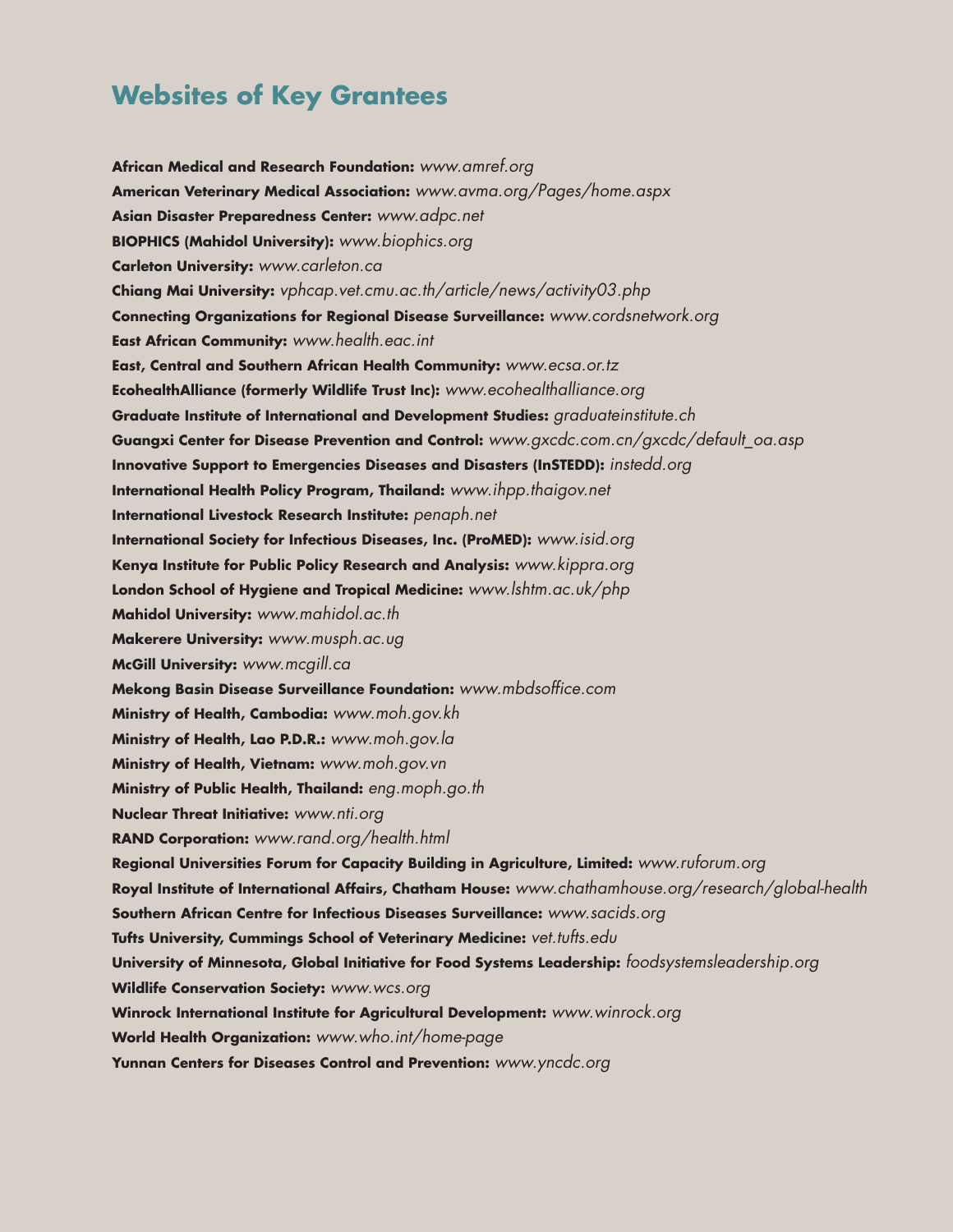## Websites of Key Grantees

**African Medical and Research Foundation:** *www.amref.org*
**American Veterinary Medical Association:** *www.avma.org/Pages/home.aspx*
**Asian Disaster Preparedness Center:** *www.adpc.net*
**BIOPHICS (Mahidol University):** *www.biophics.org*
**Carleton University:** *www.carleton.ca*
**Chiang Mai University:** *vphcap.vet.cmu.ac.th/article/news/activity03.php*
**Connecting Organizations for Regional Disease Surveillance:** *www.cordsnetwork.org*
**East African Community:** *www.health.eac.int*
**East, Central and Southern African Health Community:** *www.ecsa.or.tz*
**EcohealthAlliance (formerly Wildlife Trust Inc):** *www.ecohealthalliance.org*
**Graduate Institute of International and Development Studies:** *graduateinstitute.ch*
**Guangxi Center for Disease Prevention and Control:** *www.gxcdc.com.cn/gxcdc/default_oa.asp*
**Innovative Support to Emergencies Diseases and Disasters (InSTEDD):** *instedd.org*
**International Health Policy Program, Thailand:** *www.ihpp.thaigov.net*
**International Livestock Research Institute:** *penaph.net*
**International Society for Infectious Diseases, Inc. (ProMED):** *www.isid.org*
**Kenya Institute for Public Policy Research and Analysis:** *www.kippra.org*
**London School of Hygiene and Tropical Medicine:** *www.lshtm.ac.uk/php*
**Mahidol University:** *www.mahidol.ac.th*
**Makerere University:** *www.musph.ac.ug*
**McGill University:** *www.mcgill.ca*
**Mekong Basin Disease Surveillance Foundation:** *www.mbdsoffice.com*
**Ministry of Health, Cambodia:** *www.moh.gov.kh*
**Ministry of Health, Lao P.D.R.:** *www.moh.gov.la*
**Ministry of Health, Vietnam:** *www.moh.gov.vn*
**Ministry of Public Health, Thailand:** *eng.moph.go.th*
**Nuclear Threat Initiative:** *www.nti.org*
**RAND Corporation:** *www.rand.org/health.html*
**Regional Universities Forum for Capacity Building in Agriculture, Limited:** *www.ruforum.org*
**Royal Institute of International Affairs, Chatham House:** *www.chathamhouse.org/research/global-health*
**Southern African Centre for Infectious Diseases Surveillance:** *www.sacids.org*
**Tufts University, Cummings School of Veterinary Medicine:** *vet.tufts.edu*
**University of Minnesota, Global Initiative for Food Systems Leadership:** *foodsystemsleadership.org*
**Wildlife Conservation Society:** *www.wcs.org*
**Winrock International Institute for Agricultural Development:** *www.winrock.org*
**World Health Organization:** *www.who.int/home-page*
**Yunnan Centers for Diseases Control and Prevention:** *www.yncdc.org*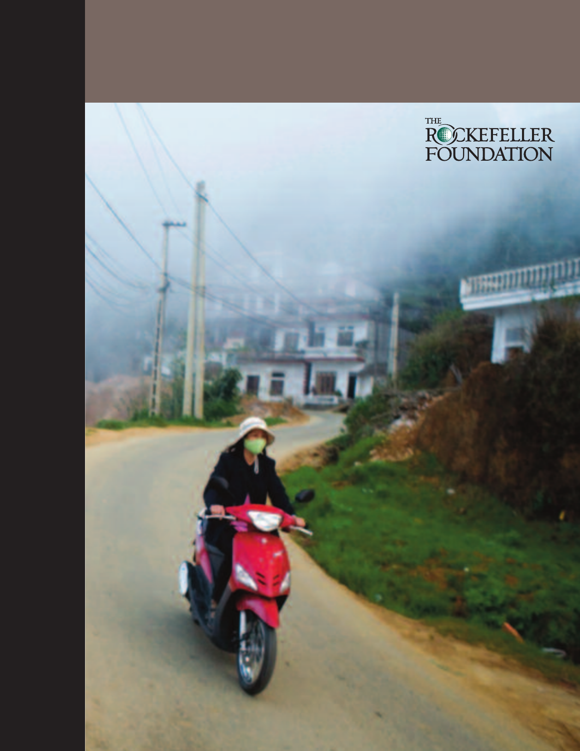THE ROCKEFELLER FOUNDATION